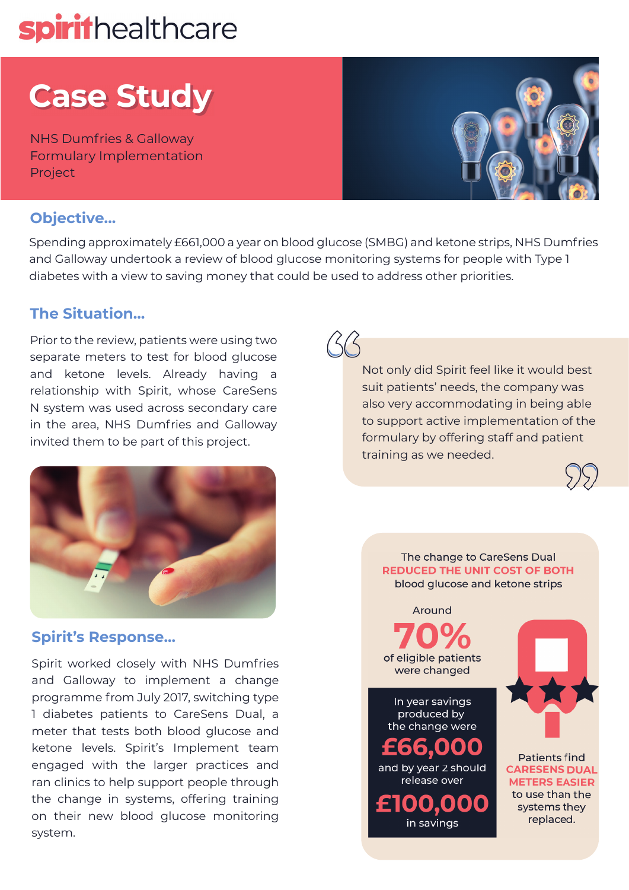spirithealthcare

# Case Study

NHS Dumfries & Galloway Formulary Implementation Project

## Objective...

Spending approximately £661,000 a year on blood glucose (SMBG) and ketone strips, NHS Dumfries and Galloway undertook a review of blood glucose monitoring systems for people with Type 1 diabetes with a view to saving money that could be used to address other priorities.

## The Situation...

Prior to the review, patients were using two separate meters to test for blood glucose and ketone levels. Already having a relationship with Spirit, whose CareSens N system was used across secondary care in the area, NHS Dumfries and Galloway invited them to be part of this project.

> Not only did Spirit feel like it would best suit patients' needs, the company was also very accommodating in being able to support active implementation of the formulary by offering staff and patient training as we needed.

## Spirit's Response...

Spirit worked closely with NHS Dumfries and Galloway to implement a change programme from July 2017, switching type 1 diabetes patients to CareSens Dual, a meter that tests both blood glucose and ketone levels. Spirit's Implement team engaged with the larger practices and ran clinics to help support people through the change in systems, offering training on their new blood glucose monitoring system.

The change to CareSens Dual **REDUCED THE UNIT COST OF BOTH** blood glucose and ketone strips

Around **70%** of eligible patients were changed

In year savings produced by the change were **£66,000** and by year 2 should release over **£100,000** in savings

Patients find **CARESENS DUAL METERS EASIER** to use than the systems they replaced.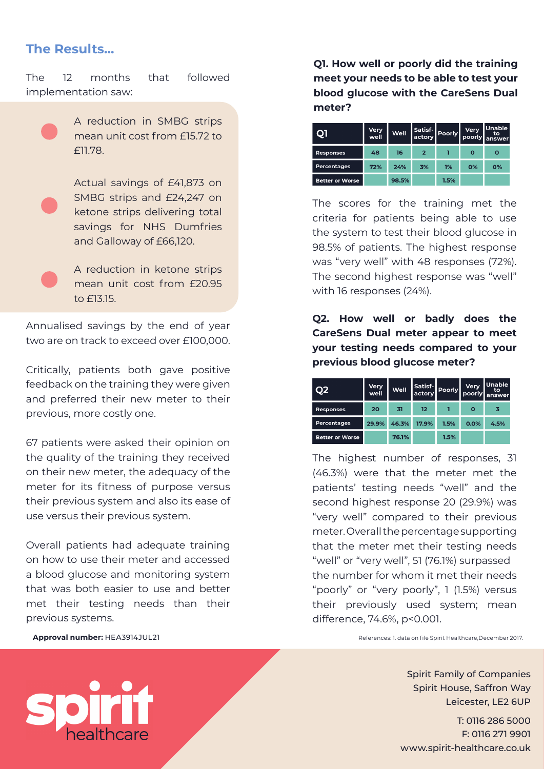## The Results...

The 12 months that followed implementation saw:

- A reduction in SMBG strips mean unit cost from £15.72 to £11.78.
- Actual savings of £41,873 on SMBG strips and £24,247 on ketone strips delivering total savings for NHS Dumfries and Galloway of £66,120.
- A reduction in ketone strips mean unit cost from £20.95 to £13.15.

Annualised savings by the end of year two are on track to exceed over £100,000.

Critically, patients both gave positive feedback on the training they were given and preferred their new meter to their previous, more costly one.

67 patients were asked their opinion on the quality of the training they received on their new meter, the adequacy of the meter for its fitness of purpose versus their previous system and also its ease of use versus their previous system.

Overall patients had adequate training on how to use their meter and accessed a blood glucose and monitoring system that was both easier to use and better met their testing needs than their previous systems.

**Approval number:** HEA3914JUL21

**Q1. How well or poorly did the training meet your needs to be able to test your blood glucose with the CareSens Dual meter?**

| Q1 | Very well | Well | Satisf-actory | Poorly | Very poorly | Unable to answer |
|---|---|---|---|---|---|---|
| Responses | 48 | 16 | 2 | 1 | 0 | 0 |
| Percentages | 72% | 24% | 3% | 1% | 0% | 0% |
| Better or Worse | | 98.5% | | 1.5% | | |

The scores for the training met the criteria for patients being able to use the system to test their blood glucose in 98.5% of patients. The highest response was "very well" with 48 responses (72%). The second highest response was "well" with 16 responses (24%).

**Q2. How well or badly does the CareSens Dual meter appear to meet your testing needs compared to your previous blood glucose meter?**

| Q2 | Very well | Well | Satisf-actory | Poorly | Very poorly | Unable to answer |
|---|---|---|---|---|---|---|
| Responses | 20 | 31 | 12 | 1 | 0 | 3 |
| Percentages | 29.9% | 46.3% | 17.9% | 1.5% | 0.0% | 4.5% |
| Better or Worse | | 76.1% | | 1.5% | | |

The highest number of responses, 31 (46.3%) were that the meter met the patients' testing needs "well" and the second highest response 20 (29.9%) was "very well" compared to their previous meter. Overall the percentage supporting that the meter met their testing needs "well" or "very well", 51 (76.1%) surpassed the number for whom it met their needs "poorly" or "very poorly", 1 (1.5%) versus their previously used system; mean difference, 74.6%, $p<0.001$.

References: 1. data on file Spirit Healthcare,December 2017.

spirit healthcare

Spirit Family of Companies
Spirit House, Saffron Way
Leicester, LE2 6UP

T: 0116 286 5000
F: 0116 271 9901
www.spirit-healthcare.co.uk